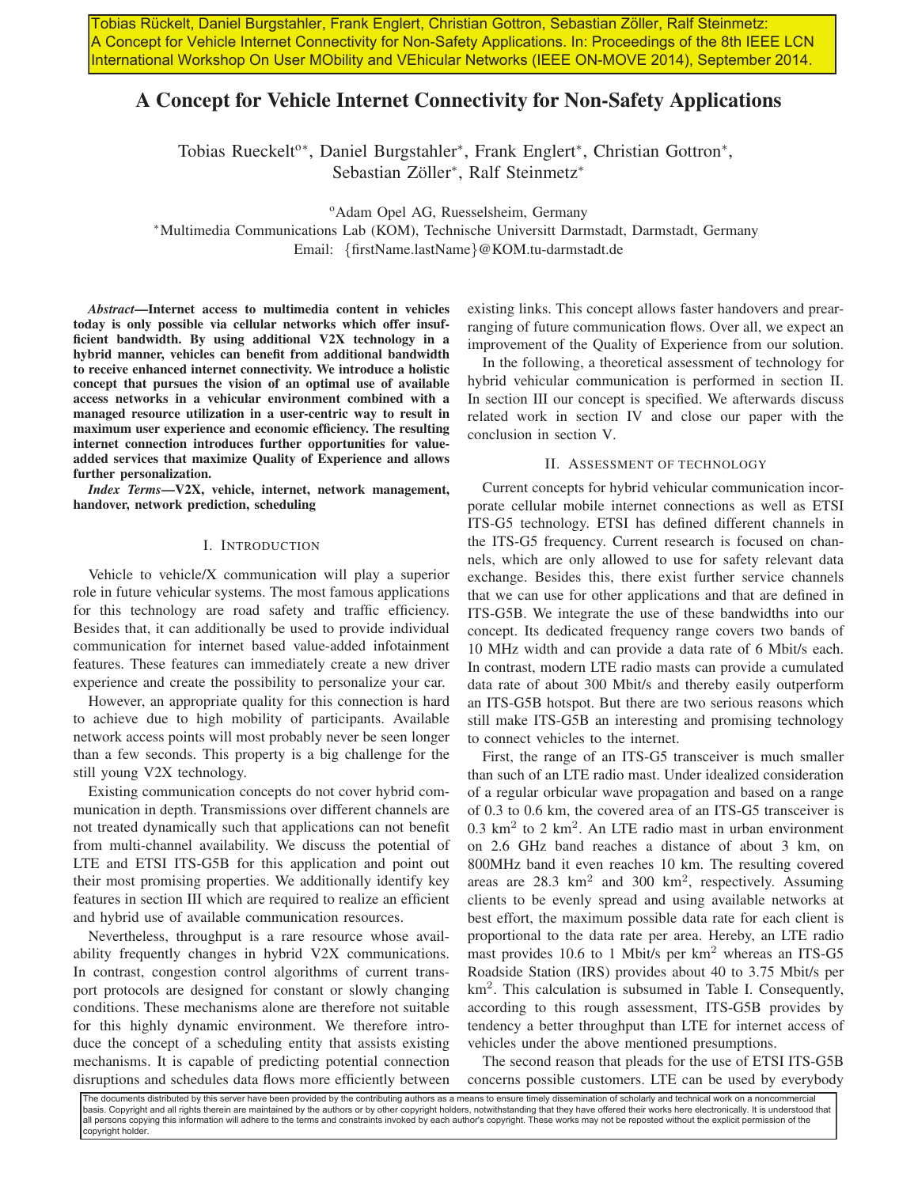Tobias Rückelt, Daniel Burgstahler, Frank Englert, Christian Gottron, Sebastian Zöller, Ralf Steinmetz: A Concept for Vehicle Internet Connectivity for Non-Safety Applications. In: Proceedings of the 8th IEEE LCN International Workshop On User MObility and VEhicular Networks (IEEE ON-MOVE 2014), September 2014.

# A Concept for Vehicle Internet Connectivity for Non-Safety Applications

Tobias Rueckelt[o*], Daniel Burgstahler[*], Frank Englert[*], Christian Gottron[*], Sebastian Zöller[*], Ralf Steinmetz[*]

[o]Adam Opel AG, Ruesselsheim, Germany

[*]Multimedia Communications Lab (KOM), Technische Universitt Darmstadt, Darmstadt, Germany

Email: {firstName.lastName}@KOM.tu-darmstadt.de

***Abstract*—Internet access to multimedia content in vehicles today is only possible via cellular networks which offer insufficient bandwidth. By using additional V2X technology in a hybrid manner, vehicles can benefit from additional bandwidth to receive enhanced internet connectivity. We introduce a holistic concept that pursues the vision of an optimal use of available access networks in a vehicular environment combined with a managed resource utilization in a user-centric way to result in maximum user experience and economic efficiency. The resulting internet connection introduces further opportunities for value-added services that maximize Quality of Experience and allows further personalization.**

***Index Terms*—V2X, vehicle, internet, network management, handover, network prediction, scheduling**

## I. Introduction

Vehicle to vehicle/X communication will play a superior role in future vehicular systems. The most famous applications for this technology are road safety and traffic efficiency. Besides that, it can additionally be used to provide individual communication for internet based value-added infotainment features. These features can immediately create a new driver experience and create the possibility to personalize your car.

However, an appropriate quality for this connection is hard to achieve due to high mobility of participants. Available network access points will most probably never be seen longer than a few seconds. This property is a big challenge for the still young V2X technology.

Existing communication concepts do not cover hybrid communication in depth. Transmissions over different channels are not treated dynamically such that applications can not benefit from multi-channel availability. We discuss the potential of LTE and ETSI ITS-G5B for this application and point out their most promising properties. We additionally identify key features in section III which are required to realize an efficient and hybrid use of available communication resources.

Nevertheless, throughput is a rare resource whose availability frequently changes in hybrid V2X communications. In contrast, congestion control algorithms of current transport protocols are designed for constant or slowly changing conditions. These mechanisms alone are therefore not suitable for this highly dynamic environment. We therefore introduce the concept of a scheduling entity that assists existing mechanisms. It is capable of predicting potential connection disruptions and schedules data flows more efficiently between existing links. This concept allows faster handovers and prearranging of future communication flows. Over all, we expect an improvement of the Quality of Experience from our solution.

In the following, a theoretical assessment of technology for hybrid vehicular communication is performed in section II. In section III our concept is specified. We afterwards discuss related work in section IV and close our paper with the conclusion in section V.

## II. Assessment of technology

Current concepts for hybrid vehicular communication incorporate cellular mobile internet connections as well as ETSI ITS-G5 technology. ETSI has defined different channels in the ITS-G5 frequency. Current research is focused on channels, which are only allowed to use for safety relevant data exchange. Besides this, there exist further service channels that we can use for other applications and that are defined in ITS-G5B. We integrate the use of these bandwidths into our concept. Its dedicated frequency range covers two bands of 10 MHz width and can provide a data rate of 6 Mbit/s each. In contrast, modern LTE radio masts can provide a cumulated data rate of about 300 Mbit/s and thereby easily outperform an ITS-G5B hotspot. But there are two serious reasons which still make ITS-G5B an interesting and promising technology to connect vehicles to the internet.

First, the range of an ITS-G5 transceiver is much smaller than such of an LTE radio mast. Under idealized consideration of a regular orbicular wave propagation and based on a range of 0.3 to 0.6 km, the covered area of an ITS-G5 transceiver is 0.3 km$^2$ to 2 km$^2$. An LTE radio mast in urban environment on 2.6 GHz band reaches a distance of about 3 km, on 800MHz band it even reaches 10 km. The resulting covered areas are 28.3 km$^2$ and 300 km$^2$, respectively. Assuming clients to be evenly spread and using available networks at best effort, the maximum possible data rate for each client is proportional to the data rate per area. Hereby, an LTE radio mast provides 10.6 to 1 Mbit/s per km$^2$ whereas an ITS-G5 Roadside Station (IRS) provides about 40 to 3.75 Mbit/s per km$^2$. This calculation is subsumed in Table I. Consequently, according to this rough assessment, ITS-G5B provides by tendency a better throughput than LTE for internet access of vehicles under the above mentioned presumptions.

The second reason that pleads for the use of ETSI ITS-G5B concerns possible customers. LTE can be used by everybody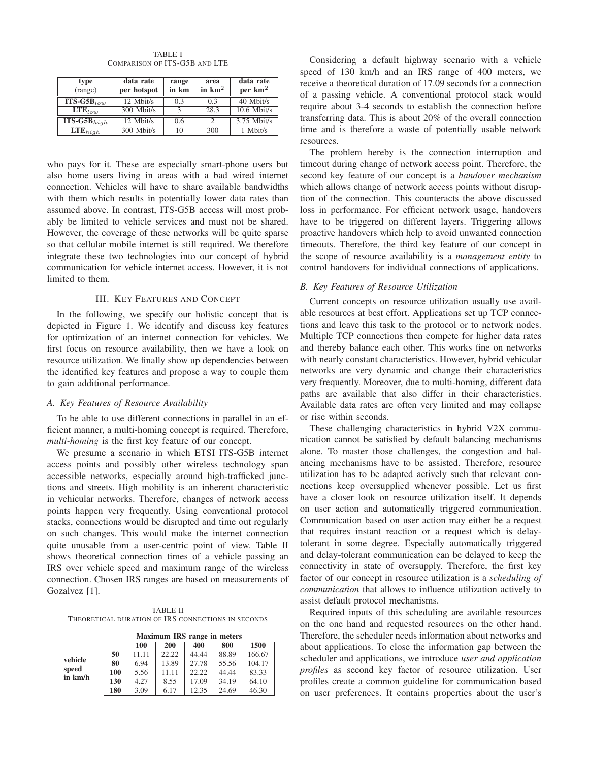TABLE I
COMPARISON OF ITS-G5B AND LTE

| type (range) | data rate per hotspot | range in km | area in km$^2$ | data rate per km$^2$ |
|---|---|---|---|---|
| **ITS-G5B**$_{low}$ | 12 Mbit/s | 0.3 | 0.3 | 40 Mbit/s |
| **LTE**$_{low}$ | 300 Mbit/s | 3 | 28.3 | 10.6 Mbit/s |
| **ITS-G5B**$_{high}$ | 12 Mbit/s | 0.6 | 2 | 3.75 Mbit/s |
| **LTE**$_{high}$ | 300 Mbit/s | 10 | 300 | 1 Mbit/s |

who pays for it. These are especially smart-phone users but also home users living in areas with a bad wired internet connection. Vehicles will have to share available bandwidths with them which results in potentially lower data rates than assumed above. In contrast, ITS-G5B access will most probably be limited to vehicle services and must not be shared. However, the coverage of these networks will be quite sparse so that cellular mobile internet is still required. We therefore integrate these two technologies into our concept of hybrid communication for vehicle internet access. However, it is not limited to them.

## III. Key Features and Concept

In the following, we specify our holistic concept that is depicted in Figure 1. We identify and discuss key features for optimization of an internet connection for vehicles. We first focus on resource availability, then we have a look on resource utilization. We finally show up dependencies between the identified key features and propose a way to couple them to gain additional performance.

### A. Key Features of Resource Availability

To be able to use different connections in parallel in an efficient manner, a multi-homing concept is required. Therefore, *multi-homing* is the first key feature of our concept.

We presume a scenario in which ETSI ITS-G5B internet access points and possibly other wireless technology span accessible networks, especially around high-trafficked junctions and streets. High mobility is an inherent characteristic in vehicular networks. Therefore, changes of network access points happen very frequently. Using conventional protocol stacks, connections would be disrupted and time out regularly on such changes. This would make the internet connection quite unusable from a user-centric point of view. Table II shows theoretical connection times of a vehicle passing an IRS over vehicle speed and maximum range of the wireless connection. Chosen IRS ranges are based on measurements of Gozalvez [1].

TABLE II
THEORETICAL DURATION OF IRS CONNECTIONS IN SECONDS

| vehicle speed in km/h | Maximum IRS range in meters: 100 | 200 | 400 | 800 | 1500 |
|---|---|---|---|---|---|
| **50** | 11.11 | 22.22 | 44.44 | 88.89 | 166.67 |
| **80** | 6.94 | 13.89 | 27.78 | 55.56 | 104.17 |
| **100** | 5.56 | 11.11 | 22.22 | 44.44 | 83.33 |
| **130** | 4.27 | 8.55 | 17.09 | 34.19 | 64.10 |
| **180** | 3.09 | 6.17 | 12.35 | 24.69 | 46.30 |

Considering a default highway scenario with a vehicle speed of 130 km/h and an IRS range of 400 meters, we receive a theoretical duration of 17.09 seconds for a connection of a passing vehicle. A conventional protocol stack would require about 3-4 seconds to establish the connection before transferring data. This is about 20% of the overall connection time and is therefore a waste of potentially usable network resources.

The problem hereby is the connection interruption and timeout during change of network access point. Therefore, the second key feature of our concept is a *handover mechanism* which allows change of network access points without disruption of the connection. This counteracts the above discussed loss in performance. For efficient network usage, handovers have to be triggered on different layers. Triggering allows proactive handovers which help to avoid unwanted connection timeouts. Therefore, the third key feature of our concept in the scope of resource availability is a *management entity* to control handovers for individual connections of applications.

### B. Key Features of Resource Utilization

Current concepts on resource utilization usually use available resources at best effort. Applications set up TCP connections and leave this task to the protocol or to network nodes. Multiple TCP connections then compete for higher data rates and thereby balance each other. This works fine on networks with nearly constant characteristics. However, hybrid vehicular networks are very dynamic and change their characteristics very frequently. Moreover, due to multi-homing, different data paths are available that also differ in their characteristics. Available data rates are often very limited and may collapse or rise within seconds.

These challenging characteristics in hybrid V2X communication cannot be satisfied by default balancing mechanisms alone. To master those challenges, the congestion and balancing mechanisms have to be assisted. Therefore, resource utilization has to be adapted actively such that relevant connections keep oversupplied whenever possible. Let us first have a closer look on resource utilization itself. It depends on user action and automatically triggered communication. Communication based on user action may either be a request that requires instant reaction or a request which is delay-tolerant in some degree. Especially automatically triggered and delay-tolerant communication can be delayed to keep the connectivity in state of oversupply. Therefore, the first key factor of our concept in resource utilization is a *scheduling of communication* that allows to influence utilization actively to assist default protocol mechanisms.

Required inputs of this scheduling are available resources on the one hand and requested resources on the other hand. Therefore, the scheduler needs information about networks and about applications. To close the information gap between the scheduler and applications, we introduce *user and application profiles* as second key factor of resource utilization. User profiles create a common guideline for communication based on user preferences. It contains properties about the user's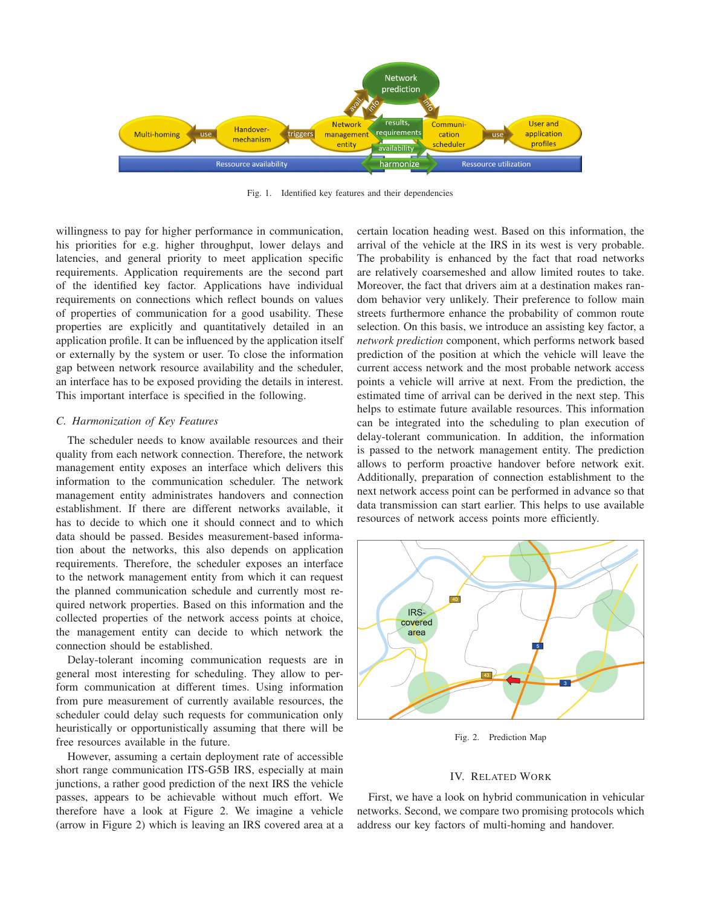Fig. 1. Identified key features and their dependencies

willingness to pay for higher performance in communication, his priorities for e.g. higher throughput, lower delays and latencies, and general priority to meet application specific requirements. Application requirements are the second part of the identified key factor. Applications have individual requirements on connections which reflect bounds on values of properties of communication for a good usability. These properties are explicitly and quantitatively detailed in an application profile. It can be influenced by the application itself or externally by the system or user. To close the information gap between network resource availability and the scheduler, an interface has to be exposed providing the details in interest. This important interface is specified in the following.

### C. Harmonization of Key Features

The scheduler needs to know available resources and their quality from each network connection. Therefore, the network management entity exposes an interface which delivers this information to the communication scheduler. The network management entity administrates handovers and connection establishment. If there are different networks available, it has to decide to which one it should connect and to which data should be passed. Besides measurement-based information about the networks, this also depends on application requirements. Therefore, the scheduler exposes an interface to the network management entity from which it can request the planned communication schedule and currently most required network properties. Based on this information and the collected properties of the network access points at choice, the management entity can decide to which network the connection should be established.

Delay-tolerant incoming communication requests are in general most interesting for scheduling. They allow to perform communication at different times. Using information from pure measurement of currently available resources, the scheduler could delay such requests for communication only heuristically or opportunistically assuming that there will be free resources available in the future.

However, assuming a certain deployment rate of accessible short range communication ITS-G5B IRS, especially at main junctions, a rather good prediction of the next IRS the vehicle passes, appears to be achievable without much effort. We therefore have a look at Figure 2. We imagine a vehicle (arrow in Figure 2) which is leaving an IRS covered area at a certain location heading west. Based on this information, the arrival of the vehicle at the IRS in its west is very probable. The probability is enhanced by the fact that road networks are relatively coarsemeshed and allow limited routes to take. Moreover, the fact that drivers aim at a destination makes random behavior very unlikely. Their preference to follow main streets furthermore enhance the probability of common route selection. On this basis, we introduce an assisting key factor, a *network prediction* component, which performs network based prediction of the position at which the vehicle will leave the current access network and the most probable network access points a vehicle will arrive at next. From the prediction, the estimated time of arrival can be derived in the next step. This helps to estimate future available resources. This information can be integrated into the scheduling to plan execution of delay-tolerant communication. In addition, the information is passed to the network management entity. The prediction allows to perform proactive handover before network exit. Additionally, preparation of connection establishment to the next network access point can be performed in advance so that data transmission can start earlier. This helps to use available resources of network access points more efficiently.

Fig. 2. Prediction Map

## IV. Related Work

First, we have a look on hybrid communication in vehicular networks. Second, we compare two promising protocols which address our key factors of multi-homing and handover.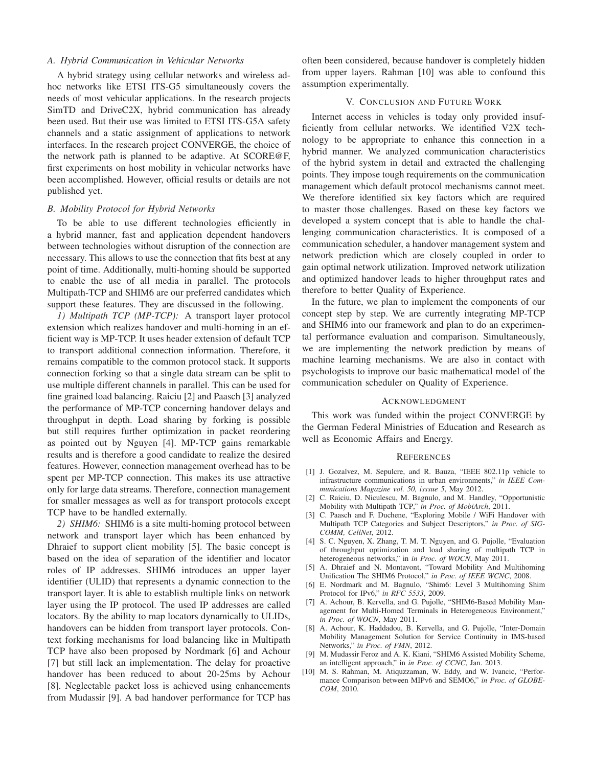### A. Hybrid Communication in Vehicular Networks

A hybrid strategy using cellular networks and wireless adhoc networks like ETSI ITS-G5 simultaneously covers the needs of most vehicular applications. In the research projects SimTD and DriveC2X, hybrid communication has already been used. But their use was limited to ETSI ITS-G5A safety channels and a static assignment of applications to network interfaces. In the research project CONVERGE, the choice of the network path is planned to be adaptive. At SCORE@F, first experiments on host mobility in vehicular networks have been accomplished. However, official results or details are not published yet.

### B. Mobility Protocol for Hybrid Networks

To be able to use different technologies efficiently in a hybrid manner, fast and application dependent handovers between technologies without disruption of the connection are necessary. This allows to use the connection that fits best at any point of time. Additionally, multi-homing should be supported to enable the use of all media in parallel. The protocols Multipath-TCP and SHIM6 are our preferred candidates which support these features. They are discussed in the following.

*1) Multipath TCP (MP-TCP):* A transport layer protocol extension which realizes handover and multi-homing in an efficient way is MP-TCP. It uses header extension of default TCP to transport additional connection information. Therefore, it remains compatible to the common protocol stack. It supports connection forking so that a single data stream can be split to use multiple different channels in parallel. This can be used for fine grained load balancing. Raiciu [2] and Paasch [3] analyzed the performance of MP-TCP concerning handover delays and throughput in depth. Load sharing by forking is possible but still requires further optimization in packet reordering as pointed out by Nguyen [4]. MP-TCP gains remarkable results and is therefore a good candidate to realize the desired features. However, connection management overhead has to be spent per MP-TCP connection. This makes its use attractive only for large data streams. Therefore, connection management for smaller messages as well as for transport protocols except TCP have to be handled externally.

*2) SHIM6:* SHIM6 is a site multi-homing protocol between network and transport layer which has been enhanced by Dhraief to support client mobility [5]. The basic concept is based on the idea of separation of the identifier and locator roles of IP addresses. SHIM6 introduces an upper layer identifier (ULID) that represents a dynamic connection to the transport layer. It is able to establish multiple links on network layer using the IP protocol. The used IP addresses are called locators. By the ability to map locators dynamically to ULIDs, handovers can be hidden from transport layer protocols. Context forking mechanisms for load balancing like in Multipath TCP have also been proposed by Nordmark [6] and Achour [7] but still lack an implementation. The delay for proactive handover has been reduced to about 20-25ms by Achour [8]. Neglectable packet loss is achieved using enhancements from Mudassir [9]. A bad handover performance for TCP has often been considered, because handover is completely hidden from upper layers. Rahman [10] was able to confound this assumption experimentally.

## V. Conclusion and Future Work

Internet access in vehicles is today only provided insufficiently from cellular networks. We identified V2X technology to be appropriate to enhance this connection in a hybrid manner. We analyzed communication characteristics of the hybrid system in detail and extracted the challenging points. They impose tough requirements on the communication management which default protocol mechanisms cannot meet. We therefore identified six key factors which are required to master those challenges. Based on these key factors we developed a system concept that is able to handle the challenging communication characteristics. It is composed of a communication scheduler, a handover management system and network prediction which are closely coupled in order to gain optimal network utilization. Improved network utilization and optimized handover leads to higher throughput rates and therefore to better Quality of Experience.

In the future, we plan to implement the components of our concept step by step. We are currently integrating MP-TCP and SHIM6 into our framework and plan to do an experimental performance evaluation and comparison. Simultaneously, we are implementing the network prediction by means of machine learning mechanisms. We are also in contact with psychologists to improve our basic mathematical model of the communication scheduler on Quality of Experience.

## Acknowledgment

This work was funded within the project CONVERGE by the German Federal Ministries of Education and Research as well as Economic Affairs and Energy.

## References

[1] J. Gozalvez, M. Sepulcre, and R. Bauza, "IEEE 802.11p vehicle to infrastructure communications in urban environments," *in IEEE Communications Magazine vol. 50, isssue 5*, May 2012.

[2] C. Raiciu, D. Niculescu, M. Bagnulo, and M. Handley, "Opportunistic Mobility with Multipath TCP," *in Proc. of MobiArch*, 2011.

[3] C. Paasch and F. Duchene, "Exploring Mobile / WiFi Handover with Multipath TCP Categories and Subject Descriptors," *in Proc. of SIGCOMM, CellNet*, 2012.

[4] S. C. Nguyen, X. Zhang, T. M. T. Nguyen, and G. Pujolle, "Evaluation of throughput optimization and load sharing of multipath TCP in heterogeneous networks," in *in Proc. of WOCN*, May 2011.

[5] A. Dhraief and N. Montavont, "Toward Mobility And Multihoming Unification The SHIM6 Protocol," *in Proc. of IEEE WCNC*, 2008.

[6] E. Nordmark and M. Bagnulo, "Shim6: Level 3 Multihoming Shim Protocol for IPv6," *in RFC 5533*, 2009.

[7] A. Achour, B. Kervella, and G. Pujolle, "SHIM6-Based Mobility Management for Multi-Homed Terminals in Heterogeneous Environment," *in Proc. of WOCN*, May 2011.

[8] A. Achour, K. Haddadou, B. Kervella, and G. Pujolle, "Inter-Domain Mobility Management Solution for Service Continuity in IMS-based Networks," *in Proc. of FMN*, 2012.

[9] M. Mudassir Feroz and A. K. Kiani, "SHIM6 Assisted Mobility Scheme, an intelligent approach," in *in Proc. of CCNC*, Jan. 2013.

[10] M. S. Rahman, M. Atiquzzaman, W. Eddy, and W. Ivancic, "Performance Comparison between MIPv6 and SEMO6," *in Proc. of GLOBECOM*, 2010.